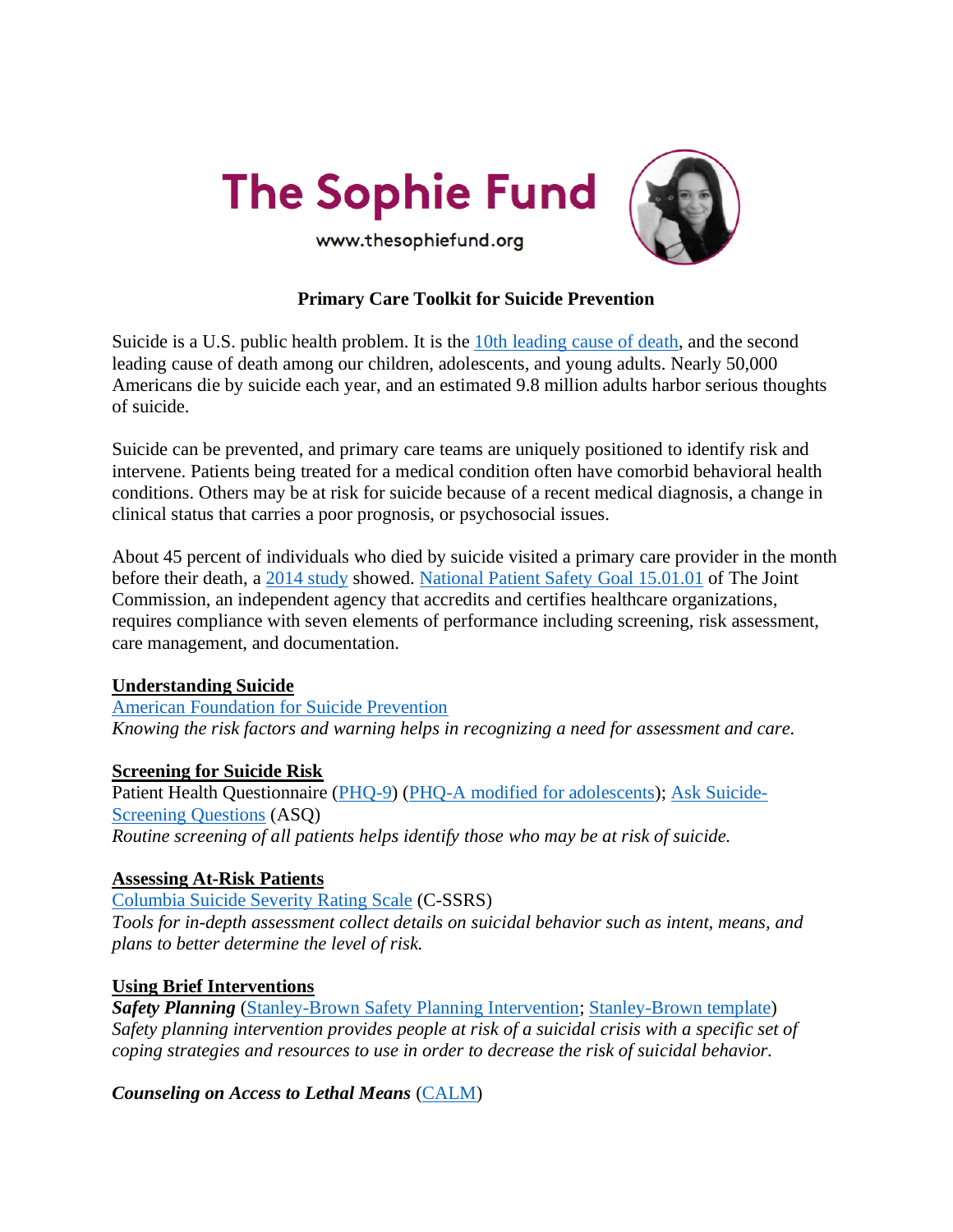# The Sophie Fund

www.thesophiefund.org

## Primary Care Toolkit for Suicide Prevention

Suicide is a U.S. public health problem. It is the 10th leading cause of death, and the second leading cause of death among our children, adolescents, and young adults. Nearly 50,000 Americans die by suicide each year, and an estimated 9.8 million adults harbor serious thoughts of suicide.

Suicide can be prevented, and primary care teams are uniquely positioned to identify risk and intervene. Patients being treated for a medical condition often have comorbid behavioral health conditions. Others may be at risk for suicide because of a recent medical diagnosis, a change in clinical status that carries a poor prognosis, or psychosocial issues.

About 45 percent of individuals who died by suicide visited a primary care provider in the month before their death, a 2014 study showed. National Patient Safety Goal 15.01.01 of The Joint Commission, an independent agency that accredits and certifies healthcare organizations, requires compliance with seven elements of performance including screening, risk assessment, care management, and documentation.

### Understanding Suicide

American Foundation for Suicide Prevention

*Knowing the risk factors and warning helps in recognizing a need for assessment and care.*

### Screening for Suicide Risk

Patient Health Questionnaire (PHQ-9) (PHQ-A modified for adolescents); Ask Suicide-Screening Questions (ASQ)

*Routine screening of all patients helps identify those who may be at risk of suicide.*

### Assessing At-Risk Patients

Columbia Suicide Severity Rating Scale (C-SSRS)

*Tools for in-depth assessment collect details on suicidal behavior such as intent, means, and plans to better determine the level of risk.*

### Using Brief Interventions

***Safety Planning*** (Stanley-Brown Safety Planning Intervention; Stanley-Brown template)

*Safety planning intervention provides people at risk of a suicidal crisis with a specific set of coping strategies and resources to use in order to decrease the risk of suicidal behavior.*

***Counseling on Access to Lethal Means*** (CALM)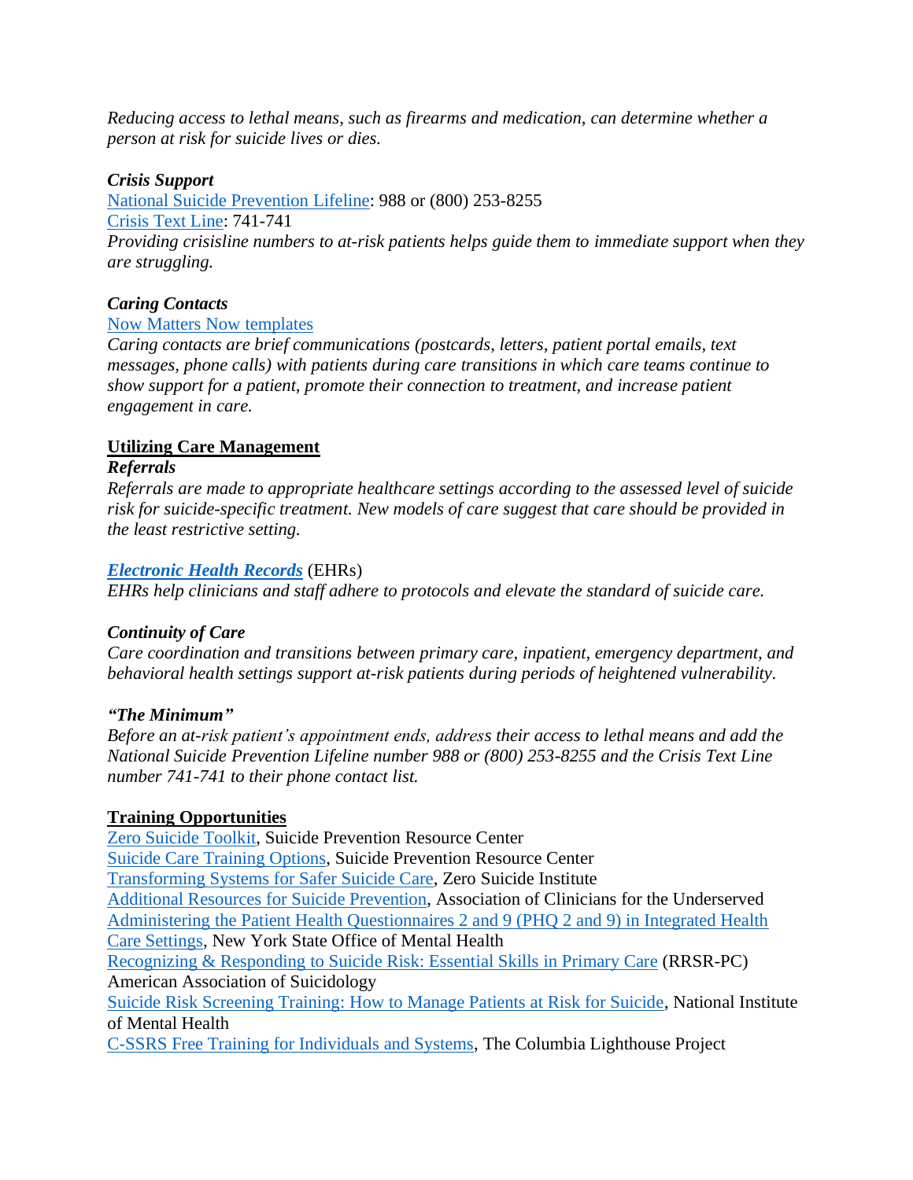*Reducing access to lethal means, such as firearms and medication, can determine whether a person at risk for suicide lives or dies.*

***Crisis Support***

National Suicide Prevention Lifeline: 988 or (800) 253-8255
Crisis Text Line: 741-741
*Providing crisisline numbers to at-risk patients helps guide them to immediate support when they are struggling.*

***Caring Contacts***

Now Matters Now templates
*Caring contacts are brief communications (postcards, letters, patient portal emails, text messages, phone calls) with patients during care transitions in which care teams continue to show support for a patient, promote their connection to treatment, and increase patient engagement in care.*

## Utilizing Care Management

***Referrals***

*Referrals are made to appropriate healthcare settings according to the assessed level of suicide risk for suicide-specific treatment. New models of care suggest that care should be provided in the least restrictive setting.*

***Electronic Health Records*** (EHRs)
*EHRs help clinicians and staff adhere to protocols and elevate the standard of suicide care.*

***Continuity of Care***

*Care coordination and transitions between primary care, inpatient, emergency department, and behavioral health settings support at-risk patients during periods of heightened vulnerability.*

***"The Minimum"***

*Before an at-risk patient's appointment ends, address their access to lethal means and add the National Suicide Prevention Lifeline number 988 or (800) 253-8255 and the Crisis Text Line number 741-741 to their phone contact list.*

## Training Opportunities

Zero Suicide Toolkit, Suicide Prevention Resource Center
Suicide Care Training Options, Suicide Prevention Resource Center
Transforming Systems for Safer Suicide Care, Zero Suicide Institute
Additional Resources for Suicide Prevention, Association of Clinicians for the Underserved
Administering the Patient Health Questionnaires 2 and 9 (PHQ 2 and 9) in Integrated Health Care Settings, New York State Office of Mental Health
Recognizing & Responding to Suicide Risk: Essential Skills in Primary Care (RRSR-PC) American Association of Suicidology
Suicide Risk Screening Training: How to Manage Patients at Risk for Suicide, National Institute of Mental Health
C-SSRS Free Training for Individuals and Systems, The Columbia Lighthouse Project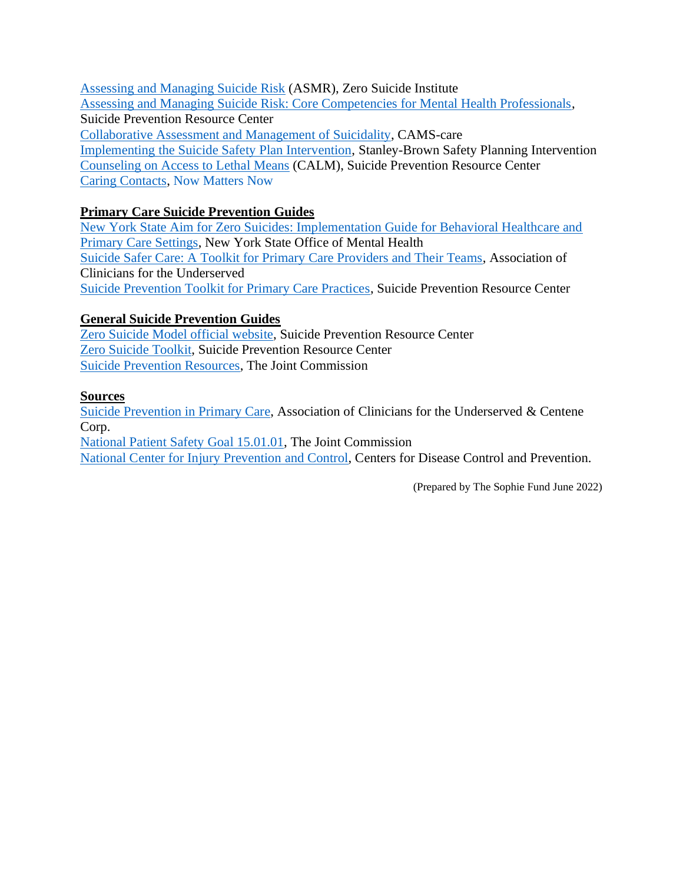Assessing and Managing Suicide Risk (ASMR), Zero Suicide Institute
Assessing and Managing Suicide Risk: Core Competencies for Mental Health Professionals, Suicide Prevention Resource Center
Collaborative Assessment and Management of Suicidality, CAMS-care
Implementing the Suicide Safety Plan Intervention, Stanley-Brown Safety Planning Intervention
Counseling on Access to Lethal Means (CALM), Suicide Prevention Resource Center
Caring Contacts, Now Matters Now

**Primary Care Suicide Prevention Guides**

New York State Aim for Zero Suicides: Implementation Guide for Behavioral Healthcare and Primary Care Settings, New York State Office of Mental Health
Suicide Safer Care: A Toolkit for Primary Care Providers and Their Teams, Association of Clinicians for the Underserved
Suicide Prevention Toolkit for Primary Care Practices, Suicide Prevention Resource Center

**General Suicide Prevention Guides**

Zero Suicide Model official website, Suicide Prevention Resource Center
Zero Suicide Toolkit, Suicide Prevention Resource Center
Suicide Prevention Resources, The Joint Commission

**Sources**

Suicide Prevention in Primary Care, Association of Clinicians for the Underserved & Centene Corp.
National Patient Safety Goal 15.01.01, The Joint Commission
National Center for Injury Prevention and Control, Centers for Disease Control and Prevention.

(Prepared by The Sophie Fund June 2022)